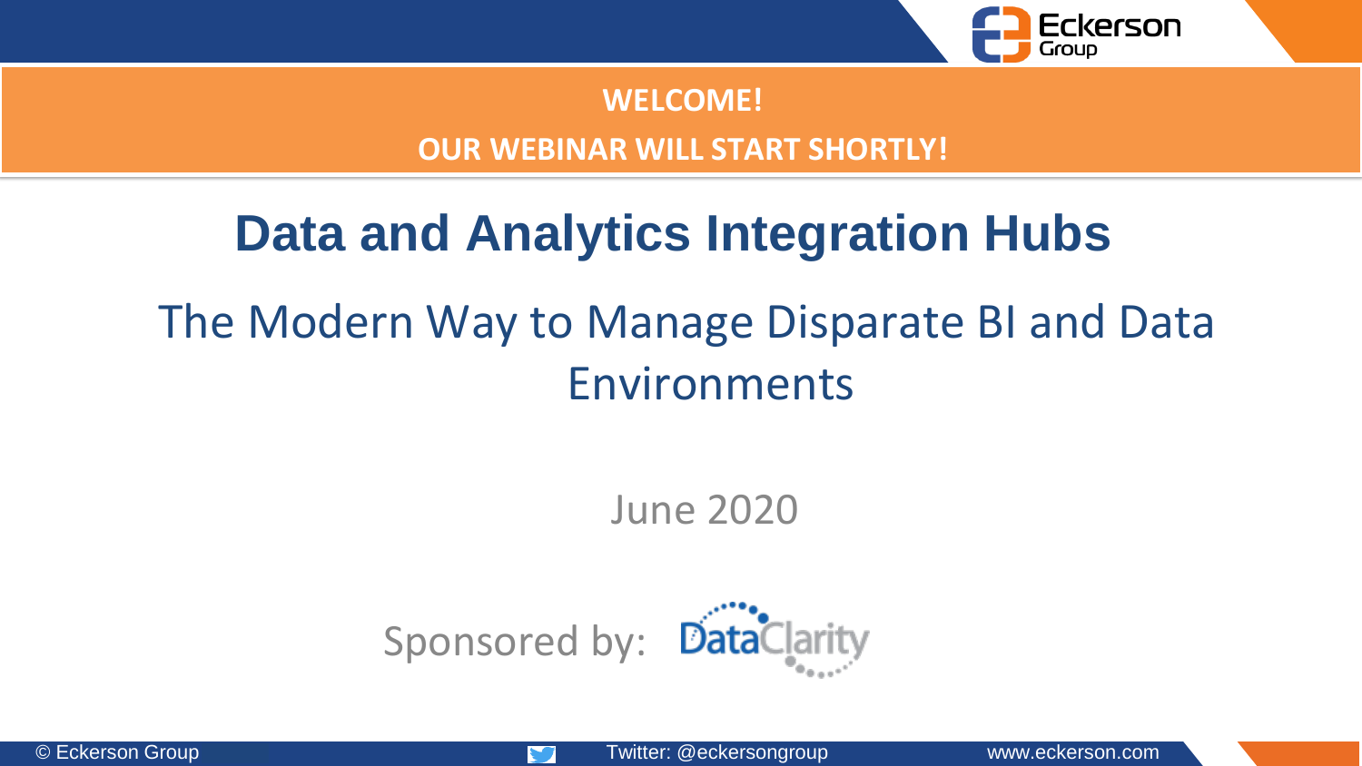**WELCOME!**

**OUR WEBINAR WILL START SHORTLY!**

# Data and Analytics Integration Hubs

## The Modern Way to Manage Disparate BI and Data Environments

June 2020

Sponsored by: DataClarity

© Eckerson Group Twitter: @eckersongroup www.eckerson.com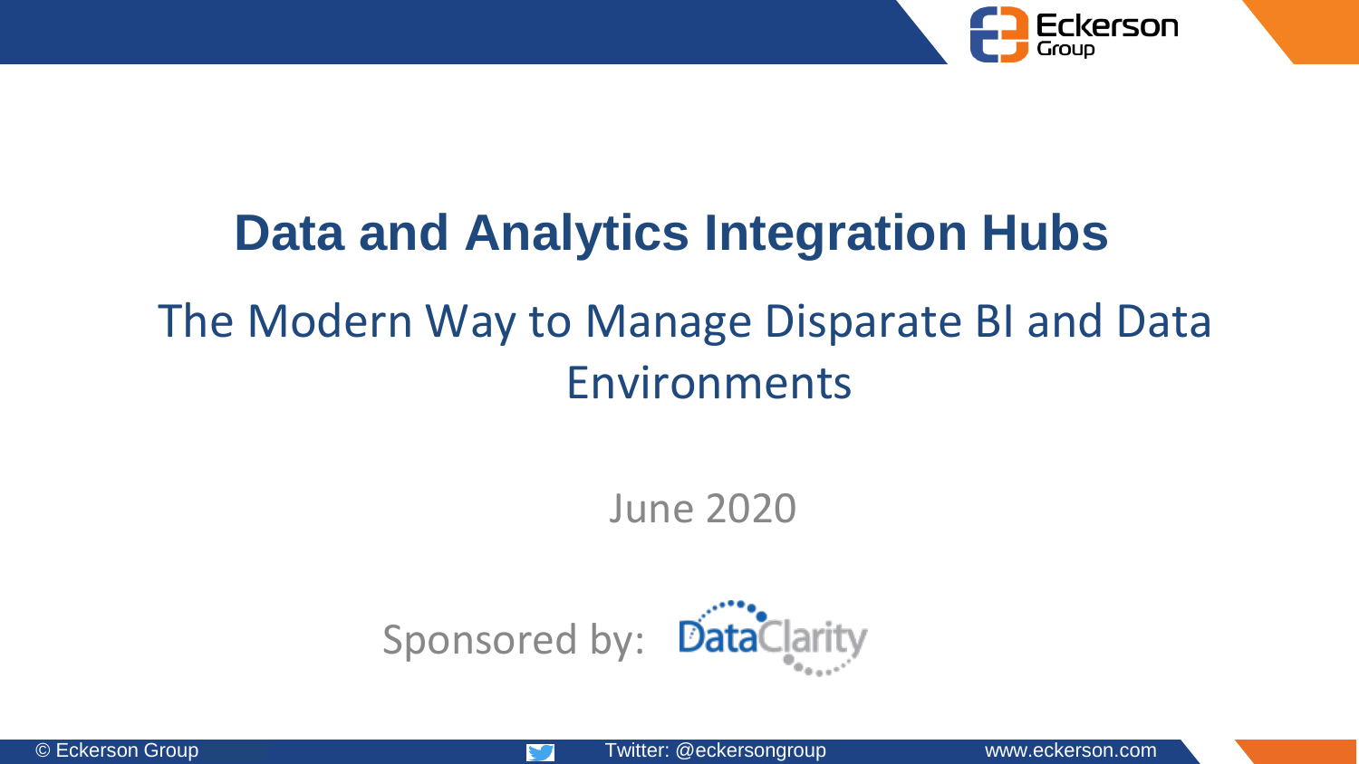# Data and Analytics Integration Hubs

## The Modern Way to Manage Disparate BI and Data Environments

June 2020

Sponsored by: DataClarity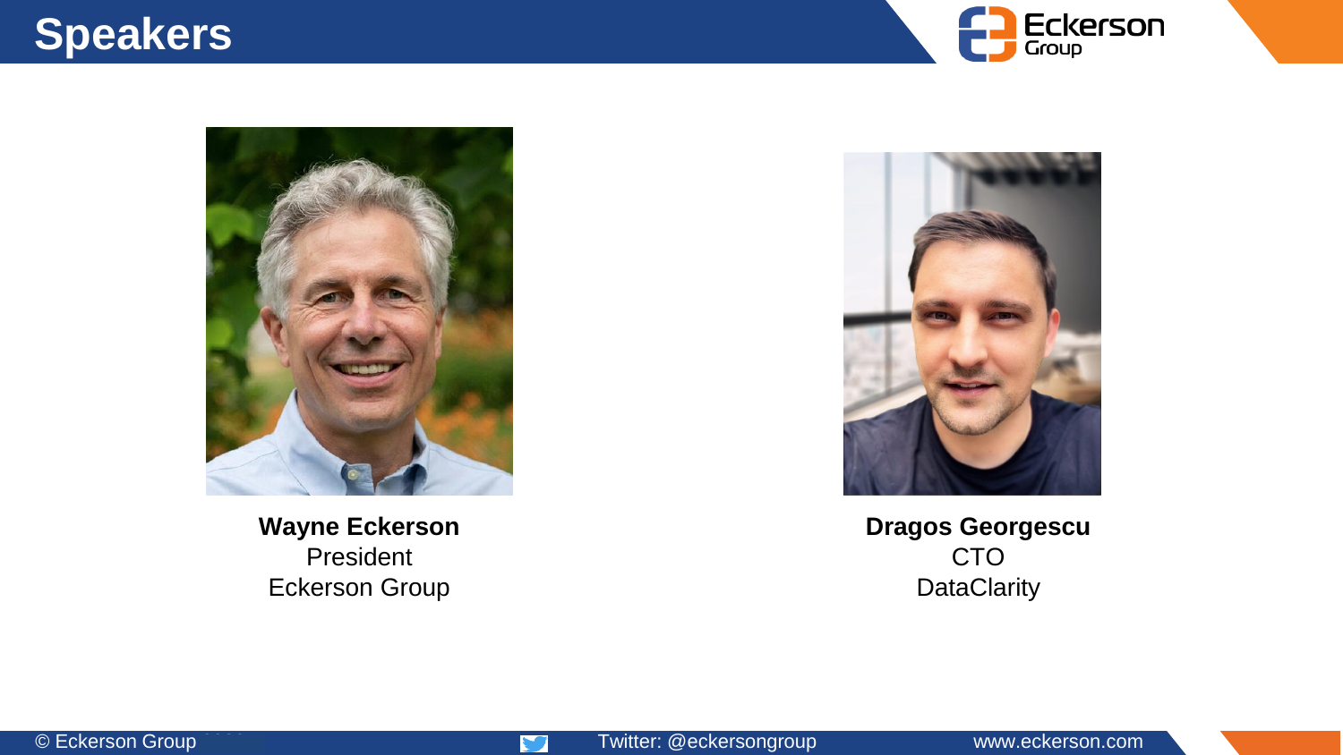# Speakers

**Wayne Eckerson**
President
Eckerson Group

**Dragos Georgescu**
CTO
DataClarity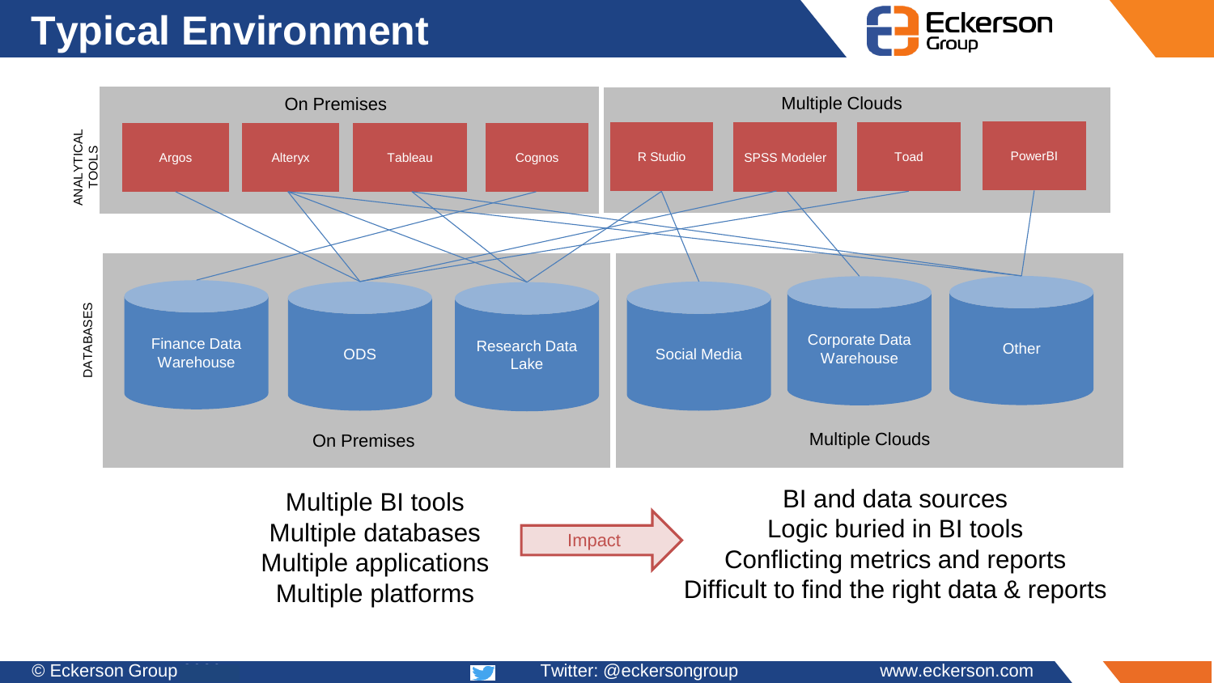# Typical Environment

**ANALYTICAL TOOLS**

On Premises: Argos, Alteryx, Tableau, Cognos

Multiple Clouds: R Studio, SPSS Modeler, Toad, PowerBI

**DATABASES**

On Premises: Finance Data Warehouse, ODS, Research Data Lake

Multiple Clouds: Social Media, Corporate Data Warehouse, Other

Multiple BI tools
Multiple databases
Multiple applications
Multiple platforms

Impact →

BI and data sources
Logic buried in BI tools
Conflicting metrics and reports
Difficult to find the right data & reports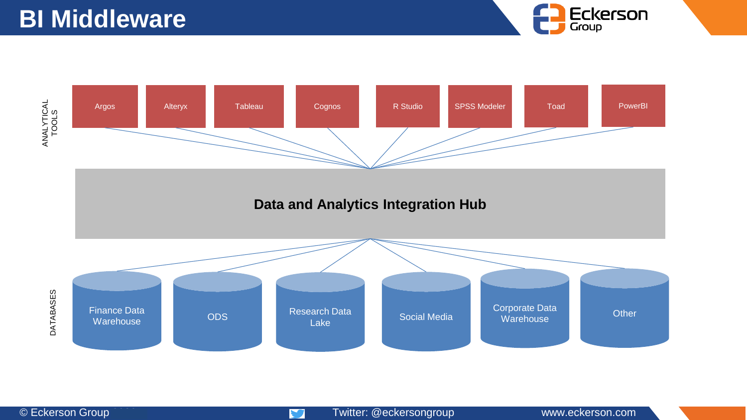# BI Middleware

ANALYTICAL TOOLS

Argos | Alteryx | Tableau | Cognos | R Studio | SPSS Modeler | Toad | PowerBI

**Data and Analytics Integration Hub**

DATABASES

Finance Data Warehouse | ODS | Research Data Lake | Social Media | Corporate Data Warehouse | Other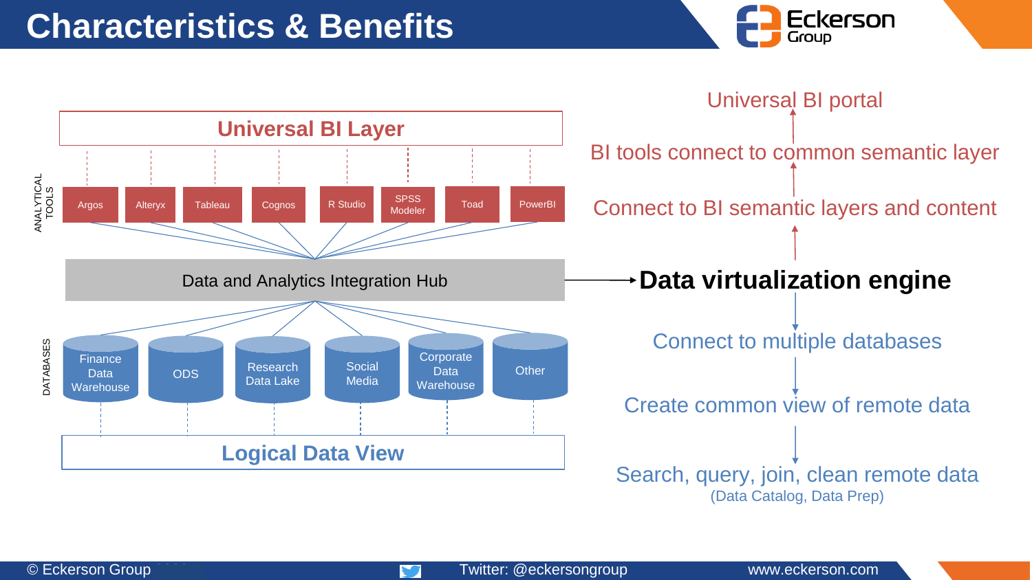# Characteristics & Benefits

**Universal BI Layer**

ANALYTICAL TOOLS

- Argos
- Alteryx
- Tableau
- Cognos
- R Studio
- SPSS Modeler
- Toad
- PowerBI

Data and Analytics Integration Hub

DATABASES

- Finance Data Warehouse
- ODS
- Research Data Lake
- Social Media
- Corporate Data Warehouse
- Other

**Logical Data View**

Universal BI portal

↑

BI tools connect to common semantic layer

↑

Connect to BI semantic layers and content

↑

**Data virtualization engine**

↓

Connect to multiple databases

↓

Create common view of remote data

↓

Search, query, join, clean remote data
(Data Catalog, Data Prep)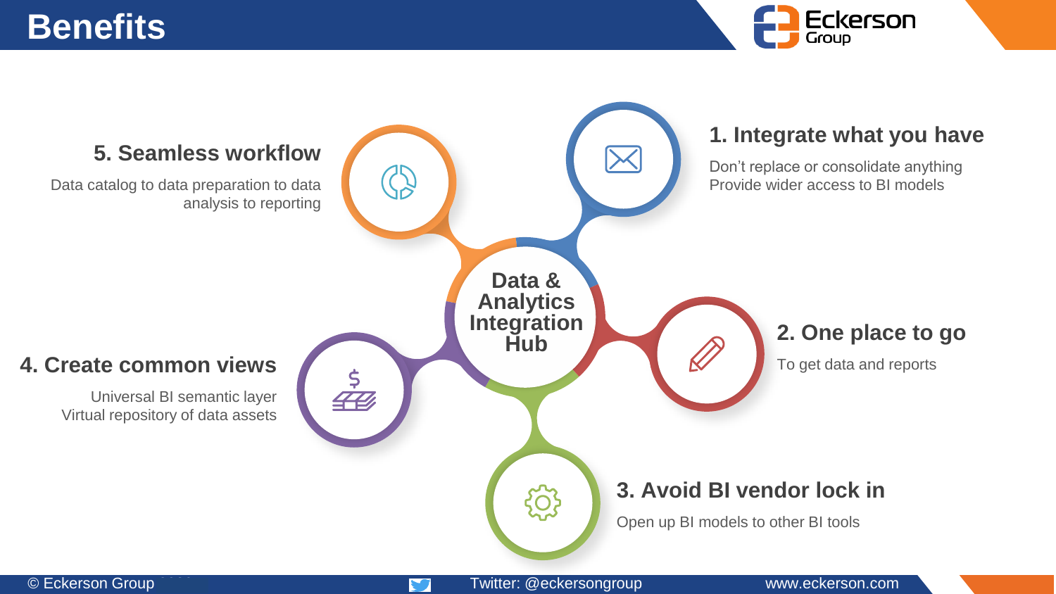# Benefits

**Data & Analytics Integration Hub**

### 1. Integrate what you have

Don't replace or consolidate anything
Provide wider access to BI models

### 2. One place to go

To get data and reports

### 3. Avoid BI vendor lock in

Open up BI models to other BI tools

### 4. Create common views

Universal BI semantic layer
Virtual repository of data assets

### 5. Seamless workflow

Data catalog to data preparation to data analysis to reporting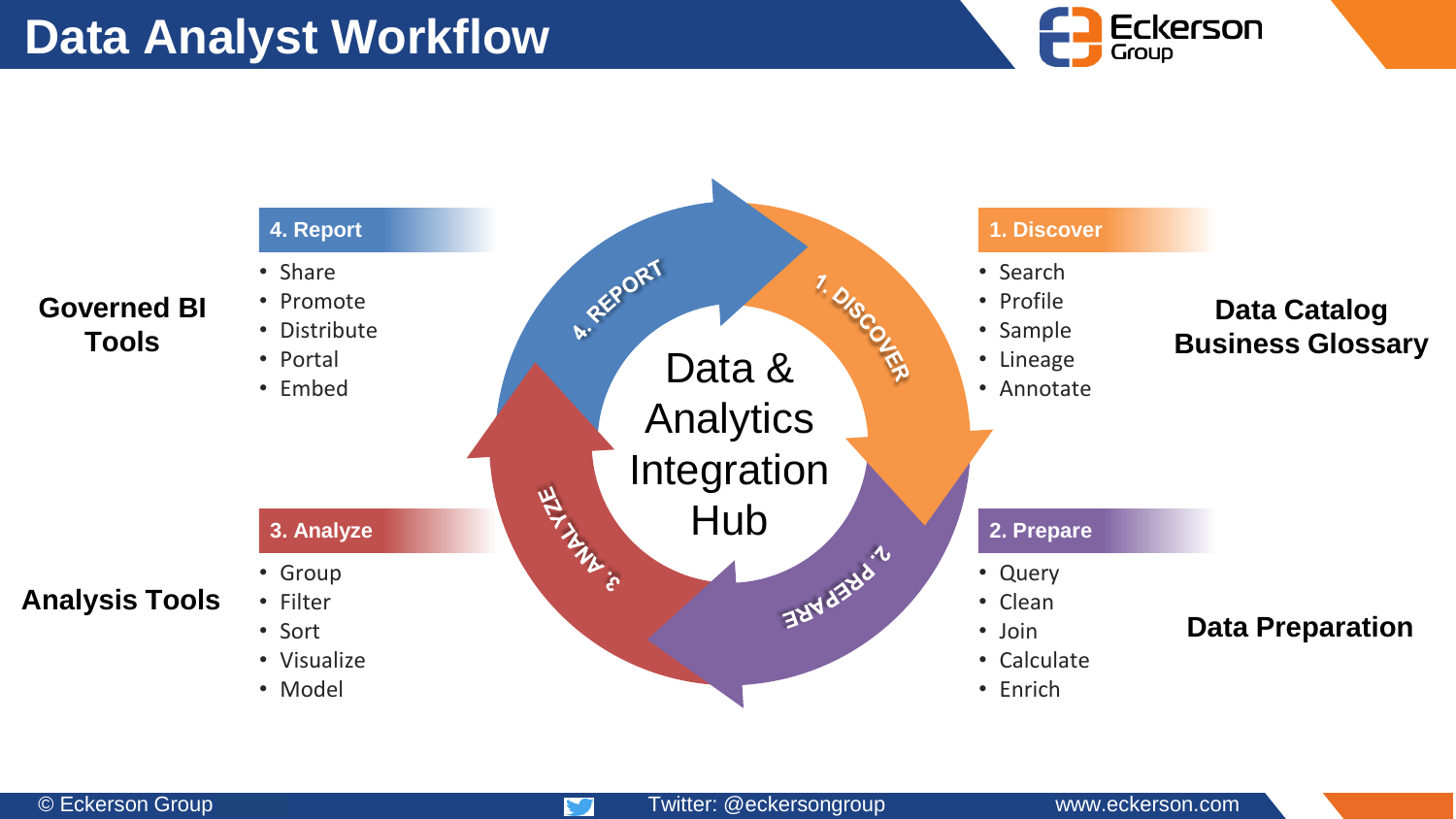# Data Analyst Workflow

Data & Analytics Integration Hub

### 1. Discover

- Search
- Profile
- Sample
- Lineage
- Annotate

**Data Catalog Business Glossary**

### 2. Prepare

- Query
- Clean
- Join
- Calculate
- Enrich

**Data Preparation**

### 3. Analyze

- Group
- Filter
- Sort
- Visualize
- Model

**Analysis Tools**

### 4. Report

- Share
- Promote
- Distribute
- Portal
- Embed

**Governed BI Tools**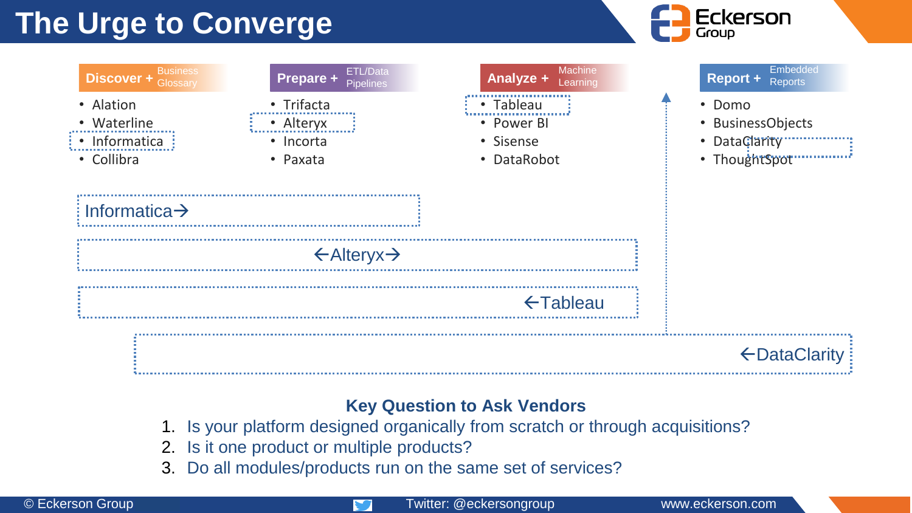# The Urge to Converge

**Discover +** Business Glossary

- Alation
- Waterline
- Informatica
- Collibra

**Prepare +** ETL/Data Pipelines

- Trifacta
- Alteryx
- Incorta
- Paxata

**Analyze +** Machine Learning

- Tableau
- Power BI
- Sisense
- DataRobot

**Report +** Embedded Reports

- Domo
- BusinessObjects
- DataClarity
- ThoughtSpot

Informatica→

←Alteryx→

←Tableau

←DataClarity

**Key Question to Ask Vendors**

1. Is your platform designed organically from scratch or through acquisitions?
2. Is it one product or multiple products?
3. Do all modules/products run on the same set of services?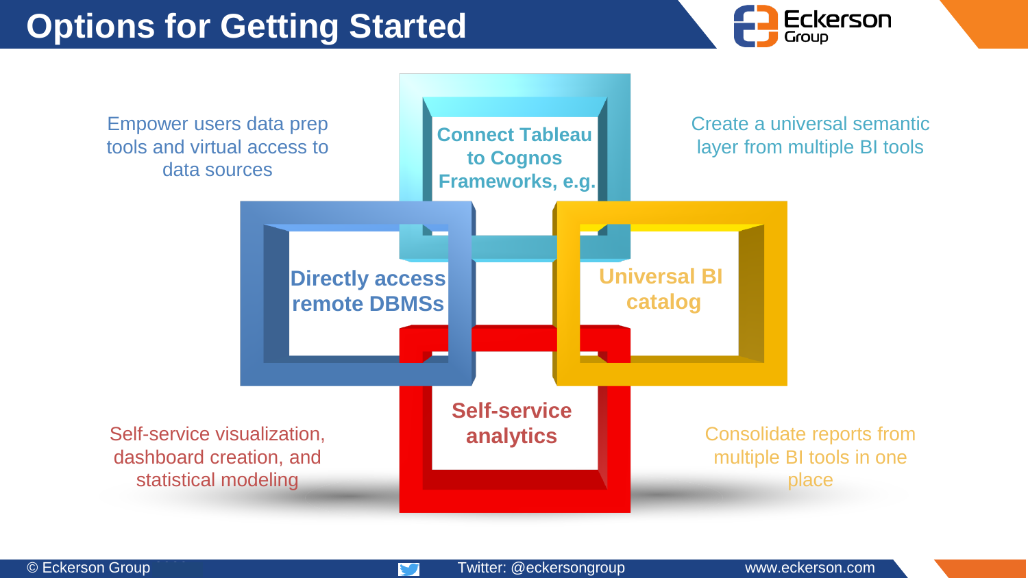# Options for Getting Started

Empower users data prep tools and virtual access to data sources

**Connect Tableau to Cognos Frameworks, e.g.**

Create a universal semantic layer from multiple BI tools

**Directly access remote DBMSs**

**Universal BI catalog**

**Self-service analytics**

Self-service visualization, dashboard creation, and statistical modeling

Consolidate reports from multiple BI tools in one place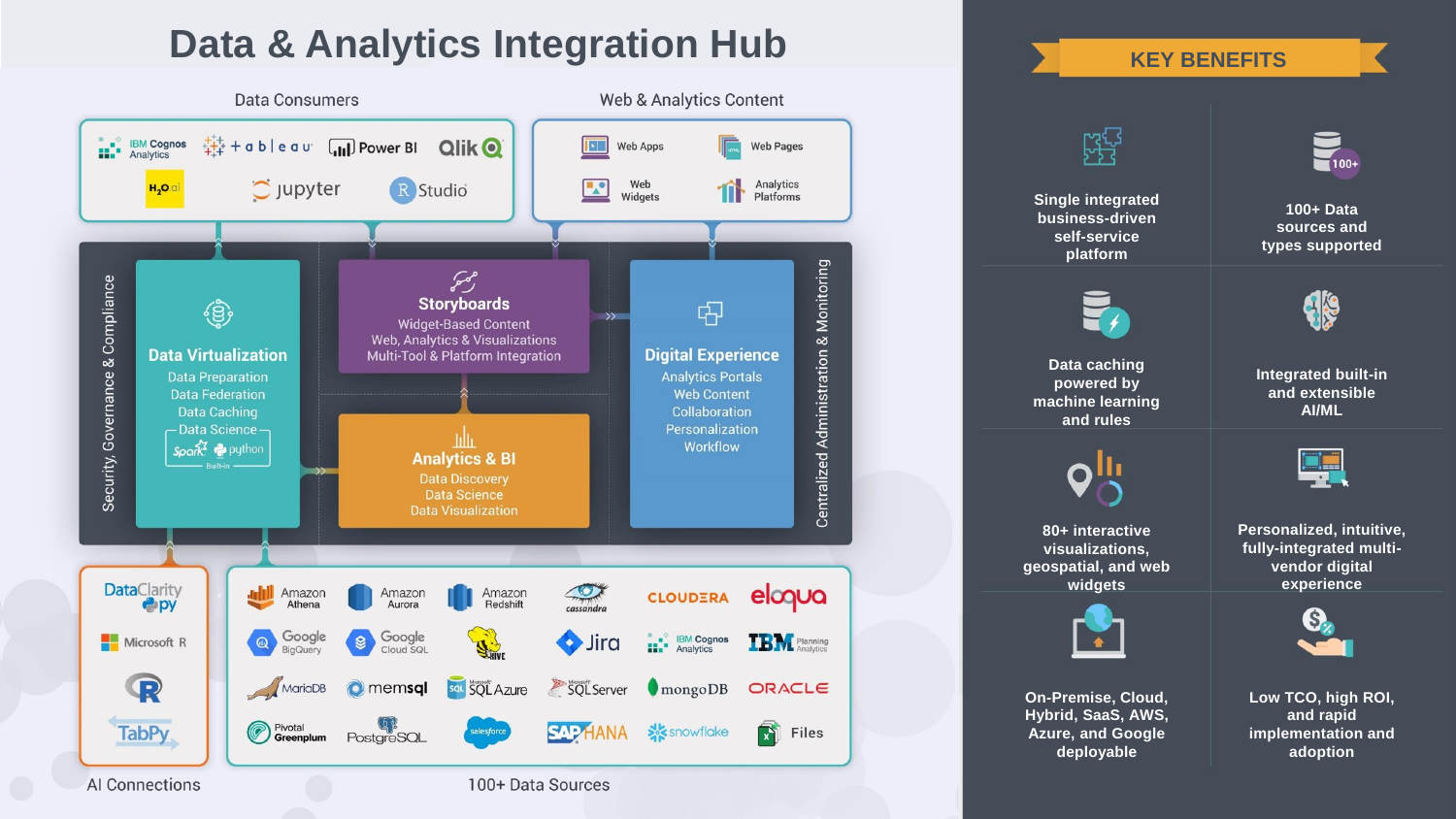# Data & Analytics Integration Hub

## Data Consumers

IBM Cognos Analytics · tableau · Power BI · Qlik · H2O.ai · jupyter · RStudio

## Web & Analytics Content

- Web Apps
- Web Pages
- Web Widgets
- Analytics Platforms

Security, Governance & Compliance

### Data Virtualization

- Data Preparation
- Data Federation
- Data Caching
- Data Science

Spark · python · Built-in

### Storyboards

- Widget-Based Content
- Web, Analytics & Visualizations
- Multi-Tool & Platform Integration

### Analytics & BI

- Data Discovery
- Data Science
- Data Visualization

### Digital Experience

- Analytics Portals
- Web Content
- Collaboration
- Personalization
- Workflow

Centralized Administration & Monitoring

## AI Connections

DataClarity py · Microsoft R · R · TabPy

## 100+ Data Sources

Amazon Athena · Amazon Aurora · Amazon Redshift · cassandra · CLOUDERA · eloqua · Google BigQuery · Google Cloud SQL · HIVE · Jira · IBM Cognos Analytics · IBM Planning Analytics · MariaDB · memsql · SQL Azure · SQL Server · mongoDB · ORACLE · Pivotal Greenplum · PostgreSQL · salesforce · SAP HANA · snowflake · Files

## KEY BENEFITS

- Single integrated business-driven self-service platform
- 100+ Data sources and types supported
- Data caching powered by machine learning and rules
- Integrated built-in and extensible AI/ML
- 80+ interactive visualizations, geospatial, and web widgets
- Personalized, intuitive, fully-integrated multi-vendor digital experience
- On-Premise, Cloud, Hybrid, SaaS, AWS, Azure, and Google deployable
- Low TCO, high ROI, and rapid implementation and adoption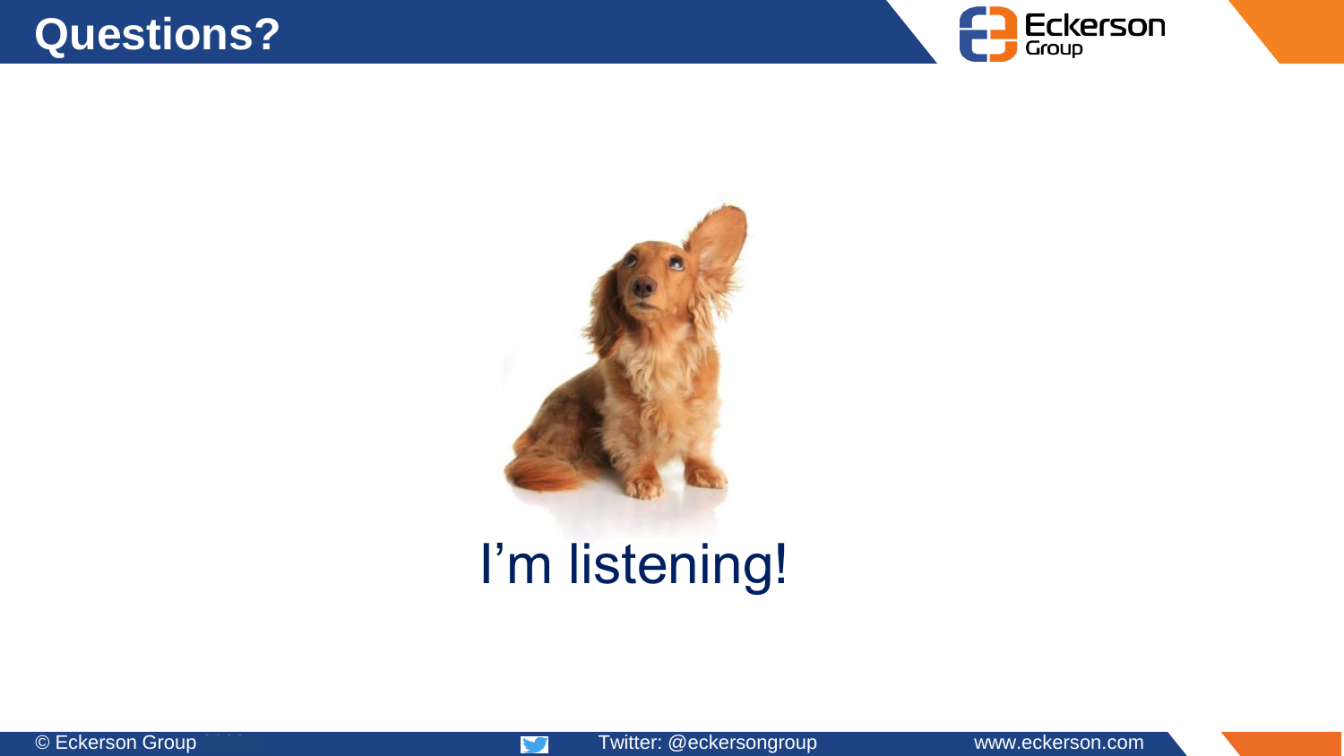# Questions?

I'm listening!